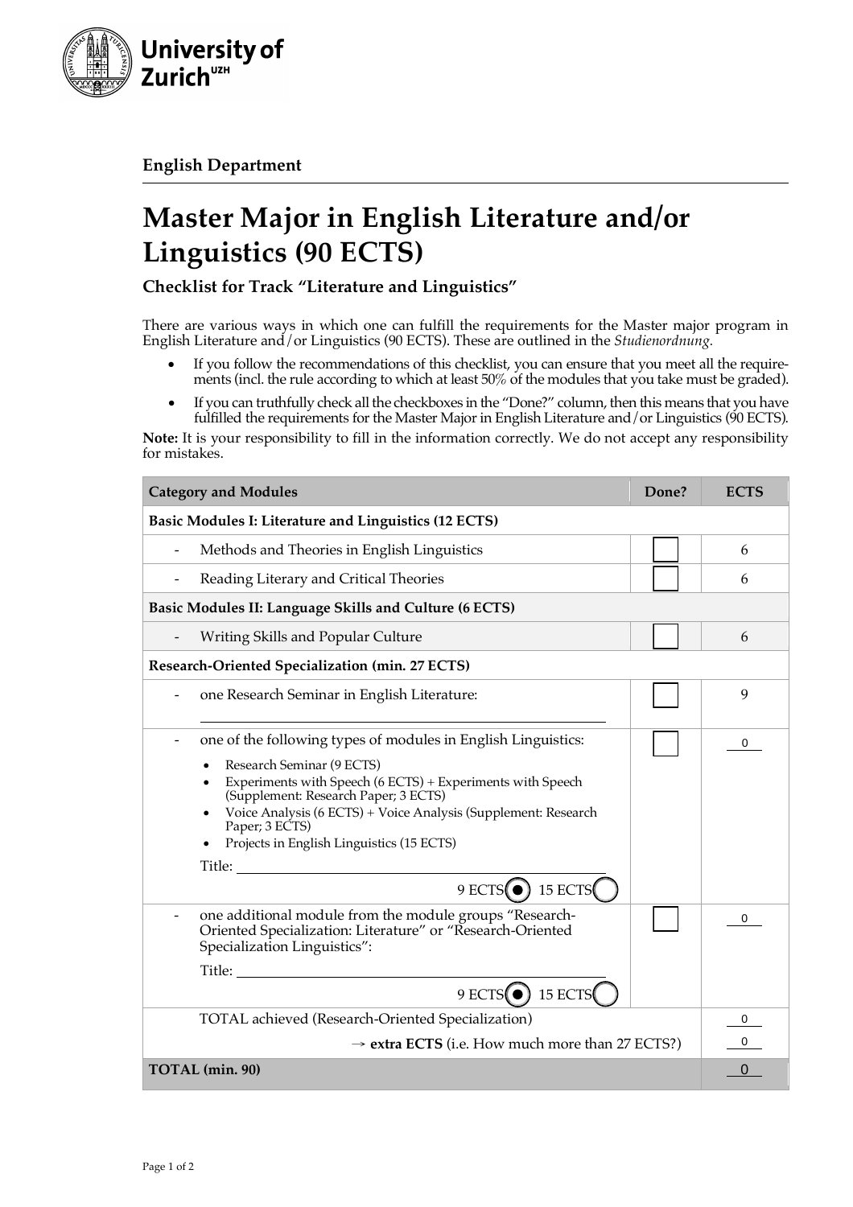**University of Zurich**[UZH]

**English Department**

# Master Major in English Literature and/or Linguistics (90 ECTS)

### Checklist for Track "Literature and Linguistics"

There are various ways in which one can fulfill the requirements for the Master major program in English Literature and/or Linguistics (90 ECTS). These are outlined in the *Studienordnung*.

- If you follow the recommendations of this checklist, you can ensure that you meet all the requirements (incl. the rule according to which at least 50% of the modules that you take must be graded).
- If you can truthfully check all the checkboxes in the "Done?" column, then this means that you have fulfilled the requirements for the Master Major in English Literature and/or Linguistics (90 ECTS).

**Note:** It is your responsibility to fill in the information correctly. We do not accept any responsibility for mistakes.

| Category and Modules | Done? | ECTS |
|---|---|---|
| **Basic Modules I: Literature and Linguistics (12 ECTS)** | | |
| - Methods and Theories in English Linguistics | ☐ | 6 |
| - Reading Literary and Critical Theories | ☐ | 6 |
| **Basic Modules II: Language Skills and Culture (6 ECTS)** | | |
| - Writing Skills and Popular Culture | ☐ | 6 |
| **Research-Oriented Specialization (min. 27 ECTS)** | | |
| - one Research Seminar in English Literature: ____________________ | ☐ | 9 |
| - one of the following types of modules in English Linguistics: <br>• Research Seminar (9 ECTS) <br>• Experiments with Speech (6 ECTS) + Experiments with Speech (Supplement: Research Paper; 3 ECTS) <br>• Voice Analysis (6 ECTS) + Voice Analysis (Supplement: Research Paper; 3 ECTS) <br>• Projects in English Linguistics (15 ECTS) <br>Title: ____________________ <br>9 ECTS ◉ 15 ECTS ○ | ☐ | 0 |
| - one additional module from the module groups "Research-Oriented Specialization: Literature" or "Research-Oriented Specialization Linguistics": <br>Title: ____________________ <br>9 ECTS ◉ 15 ECTS ○ | ☐ | 0 |
| TOTAL achieved (Research-Oriented Specialization) | | 0 |
| → **extra ECTS** (i.e. How much more than 27 ECTS?) | | 0 |
| **TOTAL (min. 90)** | | 0 |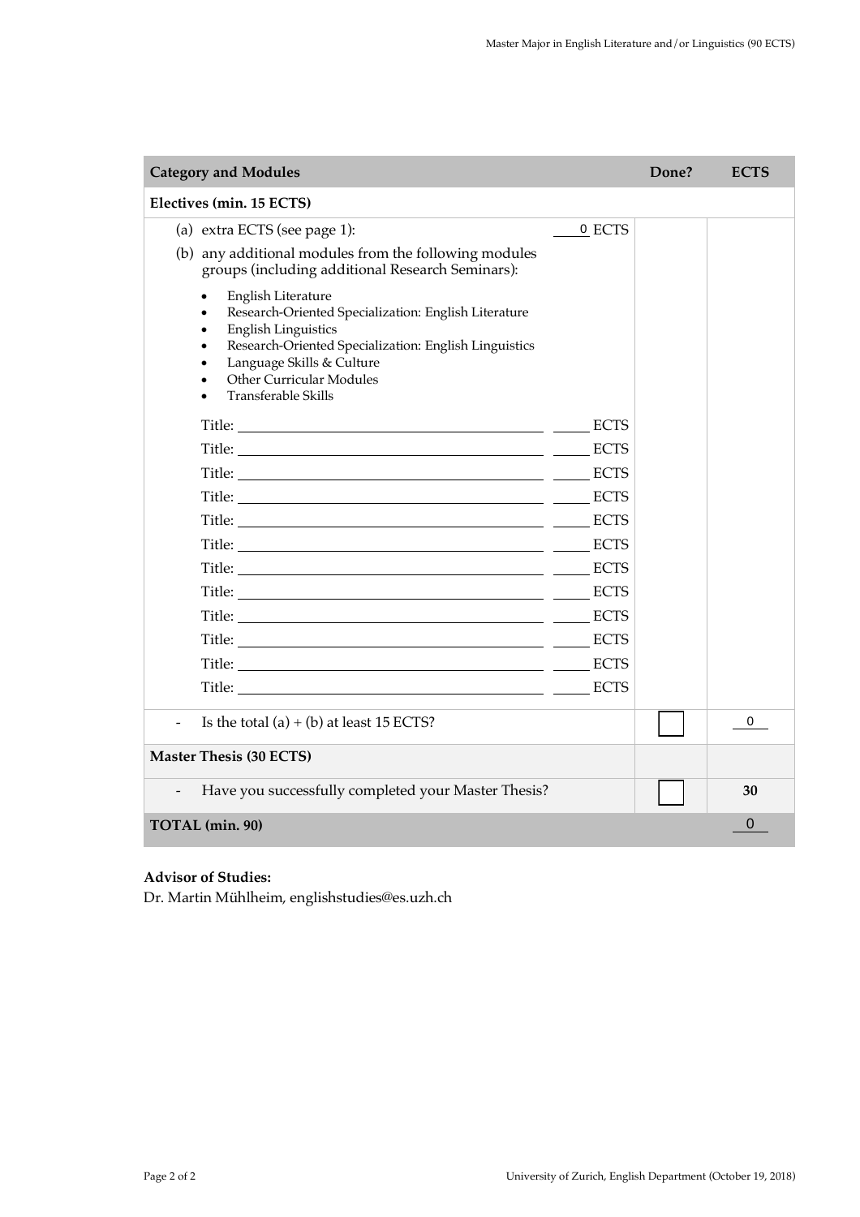| Category and Modules | Done? | ECTS |
|---|---|---|
| **Electives (min. 15 ECTS)** | | |
| (a) extra ECTS (see page 1): 0 ECTS<br>(b) any additional modules from the following modules groups (including additional Research Seminars):<br>• English Literature<br>• Research-Oriented Specialization: English Literature<br>• English Linguistics<br>• Research-Oriented Specialization: English Linguistics<br>• Language Skills & Culture<br>• Other Curricular Modules<br>• Transferable Skills<br>Title: ______ ______ ECTS<br>Title: ______ ______ ECTS<br>Title: ______ ______ ECTS<br>Title: ______ ______ ECTS<br>Title: ______ ______ ECTS<br>Title: ______ ______ ECTS<br>Title: ______ ______ ECTS<br>Title: ______ ______ ECTS<br>Title: ______ ______ ECTS<br>Title: ______ ______ ECTS<br>Title: ______ ______ ECTS<br>Title: ______ ______ ECTS | | |
| - Is the total (a) + (b) at least 15 ECTS? | ☐ | 0 |
| **Master Thesis (30 ECTS)** | | |
| - Have you successfully completed your Master Thesis? | ☐ | **30** |
| **TOTAL (min. 90)** | | 0 |

**Advisor of Studies:**
Dr. Martin Mühlheim, englishstudies@es.uzh.ch